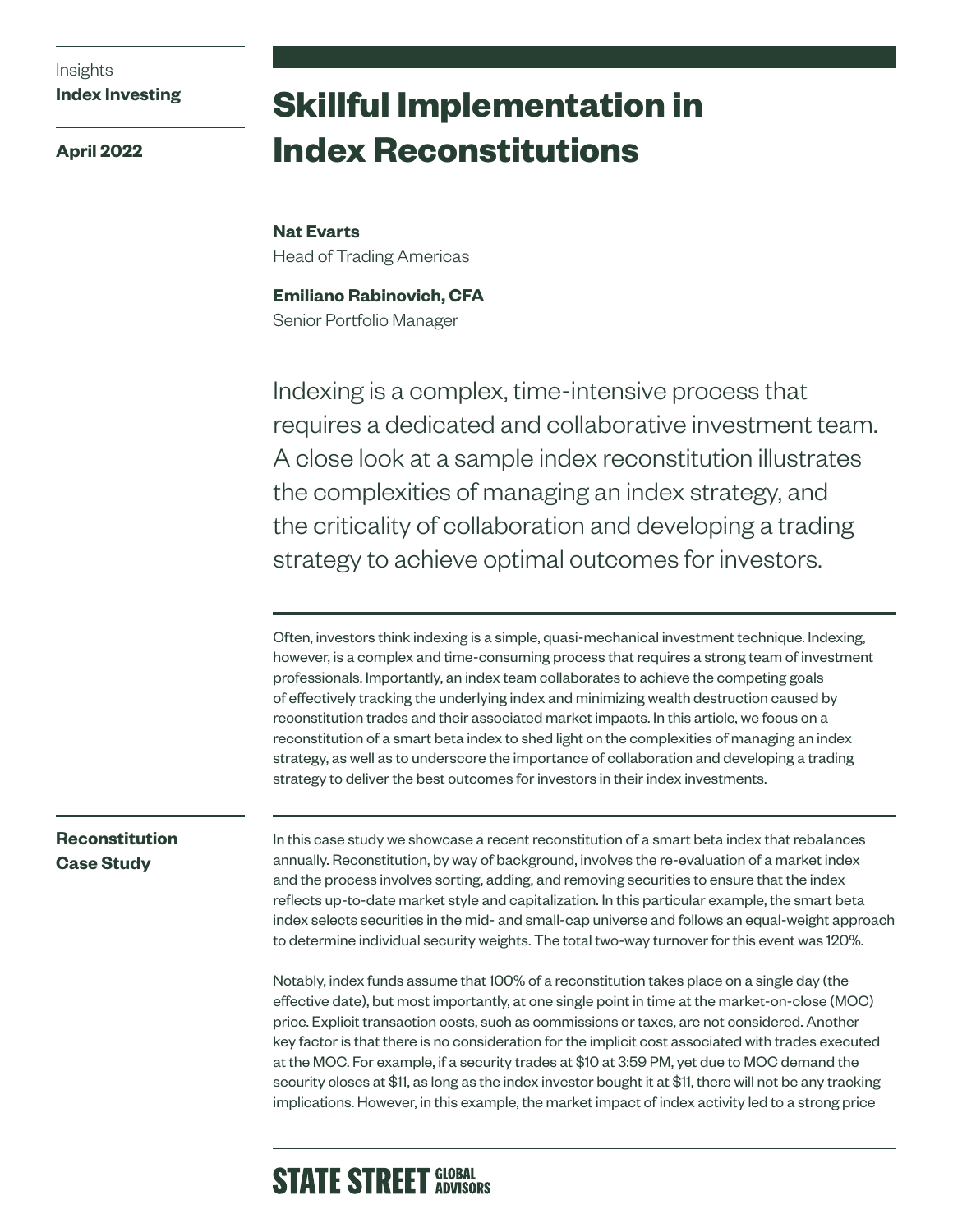Insights
**Index Investing**

**April 2022**

# Skillful Implementation in Index Reconstitutions

**Nat Evarts**
Head of Trading Americas

**Emiliano Rabinovich, CFA**
Senior Portfolio Manager

Indexing is a complex, time-intensive process that requires a dedicated and collaborative investment team. A close look at a sample index reconstitution illustrates the complexities of managing an index strategy, and the criticality of collaboration and developing a trading strategy to achieve optimal outcomes for investors.

Often, investors think indexing is a simple, quasi-mechanical investment technique. Indexing, however, is a complex and time-consuming process that requires a strong team of investment professionals. Importantly, an index team collaborates to achieve the competing goals of effectively tracking the underlying index and minimizing wealth destruction caused by reconstitution trades and their associated market impacts. In this article, we focus on a reconstitution of a smart beta index to shed light on the complexities of managing an index strategy, as well as to underscore the importance of collaboration and developing a trading strategy to deliver the best outcomes for investors in their index investments.

## Reconstitution Case Study

In this case study we showcase a recent reconstitution of a smart beta index that rebalances annually. Reconstitution, by way of background, involves the re-evaluation of a market index and the process involves sorting, adding, and removing securities to ensure that the index reflects up-to-date market style and capitalization. In this particular example, the smart beta index selects securities in the mid- and small-cap universe and follows an equal-weight approach to determine individual security weights. The total two-way turnover for this event was 120%.

Notably, index funds assume that 100% of a reconstitution takes place on a single day (the effective date), but most importantly, at one single point in time at the market-on-close (MOC) price. Explicit transaction costs, such as commissions or taxes, are not considered. Another key factor is that there is no consideration for the implicit cost associated with trades executed at the MOC. For example, if a security trades at $10 at 3:59 PM, yet due to MOC demand the security closes at $11, as long as the index investor bought it at $11, there will not be any tracking implications. However, in this example, the market impact of index activity led to a strong price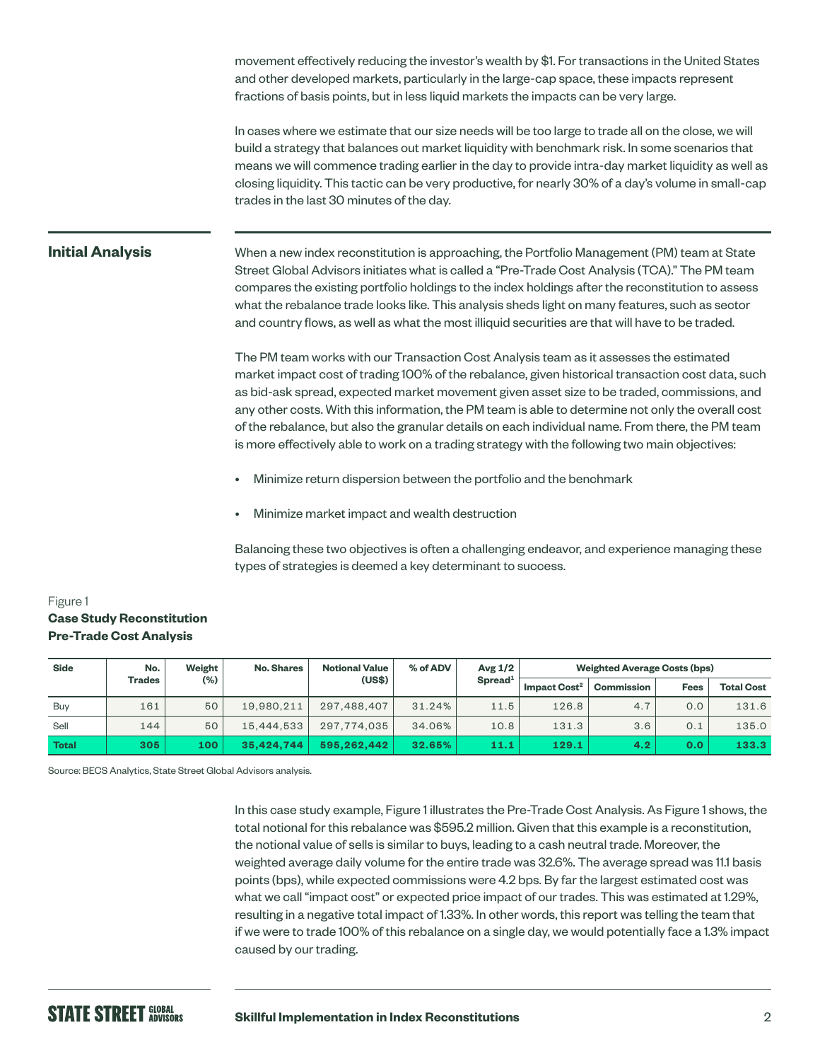movement effectively reducing the investor's wealth by $1. For transactions in the United States and other developed markets, particularly in the large-cap space, these impacts represent fractions of basis points, but in less liquid markets the impacts can be very large.

In cases where we estimate that our size needs will be too large to trade all on the close, we will build a strategy that balances out market liquidity with benchmark risk. In some scenarios that means we will commence trading earlier in the day to provide intra-day market liquidity as well as closing liquidity. This tactic can be very productive, for nearly 30% of a day's volume in small-cap trades in the last 30 minutes of the day.

## Initial Analysis

When a new index reconstitution is approaching, the Portfolio Management (PM) team at State Street Global Advisors initiates what is called a "Pre-Trade Cost Analysis (TCA)." The PM team compares the existing portfolio holdings to the index holdings after the reconstitution to assess what the rebalance trade looks like. This analysis sheds light on many features, such as sector and country flows, as well as what the most illiquid securities are that will have to be traded.

The PM team works with our Transaction Cost Analysis team as it assesses the estimated market impact cost of trading 100% of the rebalance, given historical transaction cost data, such as bid-ask spread, expected market movement given asset size to be traded, commissions, and any other costs. With this information, the PM team is able to determine not only the overall cost of the rebalance, but also the granular details on each individual name. From there, the PM team is more effectively able to work on a trading strategy with the following two main objectives:

- Minimize return dispersion between the portfolio and the benchmark
- Minimize market impact and wealth destruction

Balancing these two objectives is often a challenging endeavor, and experience managing these types of strategies is deemed a key determinant to success.

Figure 1
**Case Study Reconstitution Pre-Trade Cost Analysis**

| Side | No. Trades | Weight (%) | No. Shares | Notional Value (US$) | % of ADV | Avg 1/2 Spread[1] | Weighted Average Costs (bps) | | | |
|---|---|---|---|---|---|---|---|---|---|---|
| | | | | | | | Impact Cost[2] | Commission | Fees | Total Cost |
| Buy | 161 | 50 | 19,980,211 | 297,488,407 | 31.24% | 11.5 | 126.8 | 4.7 | 0.0 | 131.6 |
| Sell | 144 | 50 | 15,444,533 | 297,774,035 | 34.06% | 10.8 | 131.3 | 3.6 | 0.1 | 135.0 |
| **Total** | **305** | **100** | **35,424,744** | **595,262,442** | **32.65%** | **11.1** | **129.1** | **4.2** | **0.0** | **133.3** |

Source: BECS Analytics, State Street Global Advisors analysis.

In this case study example, Figure 1 illustrates the Pre-Trade Cost Analysis. As Figure 1 shows, the total notional for this rebalance was $595.2 million. Given that this example is a reconstitution, the notional value of sells is similar to buys, leading to a cash neutral trade. Moreover, the weighted average daily volume for the entire trade was 32.6%. The average spread was 11.1 basis points (bps), while expected commissions were 4.2 bps. By far the largest estimated cost was what we call "impact cost" or expected price impact of our trades. This was estimated at 1.29%, resulting in a negative total impact of 1.33%. In other words, this report was telling the team that if we were to trade 100% of this rebalance on a single day, we would potentially face a 1.3% impact caused by our trading.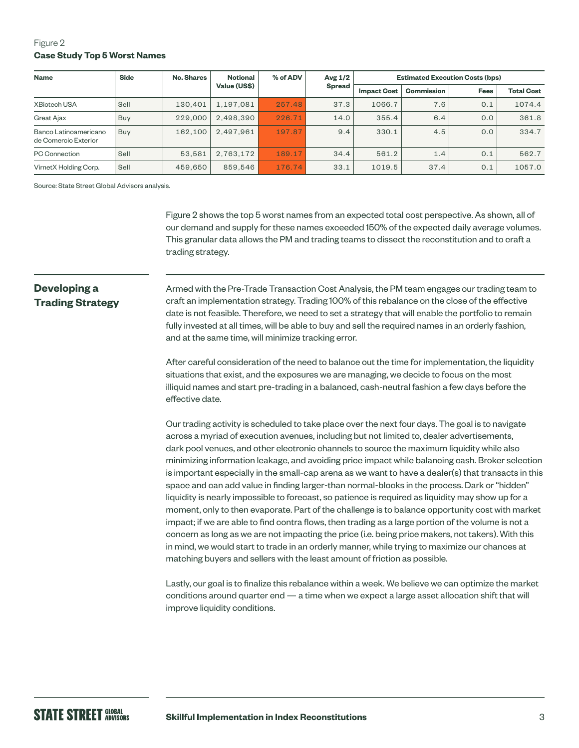Figure 2
**Case Study Top 5 Worst Names**

| Name | Side | No. Shares | Notional Value (US$) | % of ADV | Avg 1/2 Spread | Estimated Execution Costs (bps) | | | |
|---|---|---|---|---|---|---|---|---|---|
| | | | | | | Impact Cost | Commission | Fees | Total Cost |
| XBiotech USA | Sell | 130,401 | 1,197,081 | 257.48 | 37.3 | 1066.7 | 7.6 | 0.1 | 1074.4 |
| Great Ajax | Buy | 229,000 | 2,498,390 | 226.71 | 14.0 | 355.4 | 6.4 | 0.0 | 361.8 |
| Banco Latinoamericano de Comercio Exterior | Buy | 162,100 | 2,497,961 | 197.87 | 9.4 | 330.1 | 4.5 | 0.0 | 334.7 |
| PC Connection | Sell | 53,581 | 2,763,172 | 189.17 | 34.4 | 561.2 | 1.4 | 0.1 | 562.7 |
| VirnetX Holding Corp. | Sell | 459,650 | 859,546 | 176.74 | 33.1 | 1019.5 | 37.4 | 0.1 | 1057.0 |

Source: State Street Global Advisors analysis.

Figure 2 shows the top 5 worst names from an expected total cost perspective. As shown, all of our demand and supply for these names exceeded 150% of the expected daily average volumes. This granular data allows the PM and trading teams to dissect the reconstitution and to craft a trading strategy.

## Developing a Trading Strategy

Armed with the Pre-Trade Transaction Cost Analysis, the PM team engages our trading team to craft an implementation strategy. Trading 100% of this rebalance on the close of the effective date is not feasible. Therefore, we need to set a strategy that will enable the portfolio to remain fully invested at all times, will be able to buy and sell the required names in an orderly fashion, and at the same time, will minimize tracking error.

After careful consideration of the need to balance out the time for implementation, the liquidity situations that exist, and the exposures we are managing, we decide to focus on the most illiquid names and start pre-trading in a balanced, cash-neutral fashion a few days before the effective date.

Our trading activity is scheduled to take place over the next four days. The goal is to navigate across a myriad of execution avenues, including but not limited to, dealer advertisements, dark pool venues, and other electronic channels to source the maximum liquidity while also minimizing information leakage, and avoiding price impact while balancing cash. Broker selection is important especially in the small-cap arena as we want to have a dealer(s) that transacts in this space and can add value in finding larger-than normal-blocks in the process. Dark or "hidden" liquidity is nearly impossible to forecast, so patience is required as liquidity may show up for a moment, only to then evaporate. Part of the challenge is to balance opportunity cost with market impact; if we are able to find contra flows, then trading as a large portion of the volume is not a concern as long as we are not impacting the price (i.e. being price makers, not takers). With this in mind, we would start to trade in an orderly manner, while trying to maximize our chances at matching buyers and sellers with the least amount of friction as possible.

Lastly, our goal is to finalize this rebalance within a week. We believe we can optimize the market conditions around quarter end — a time when we expect a large asset allocation shift that will improve liquidity conditions.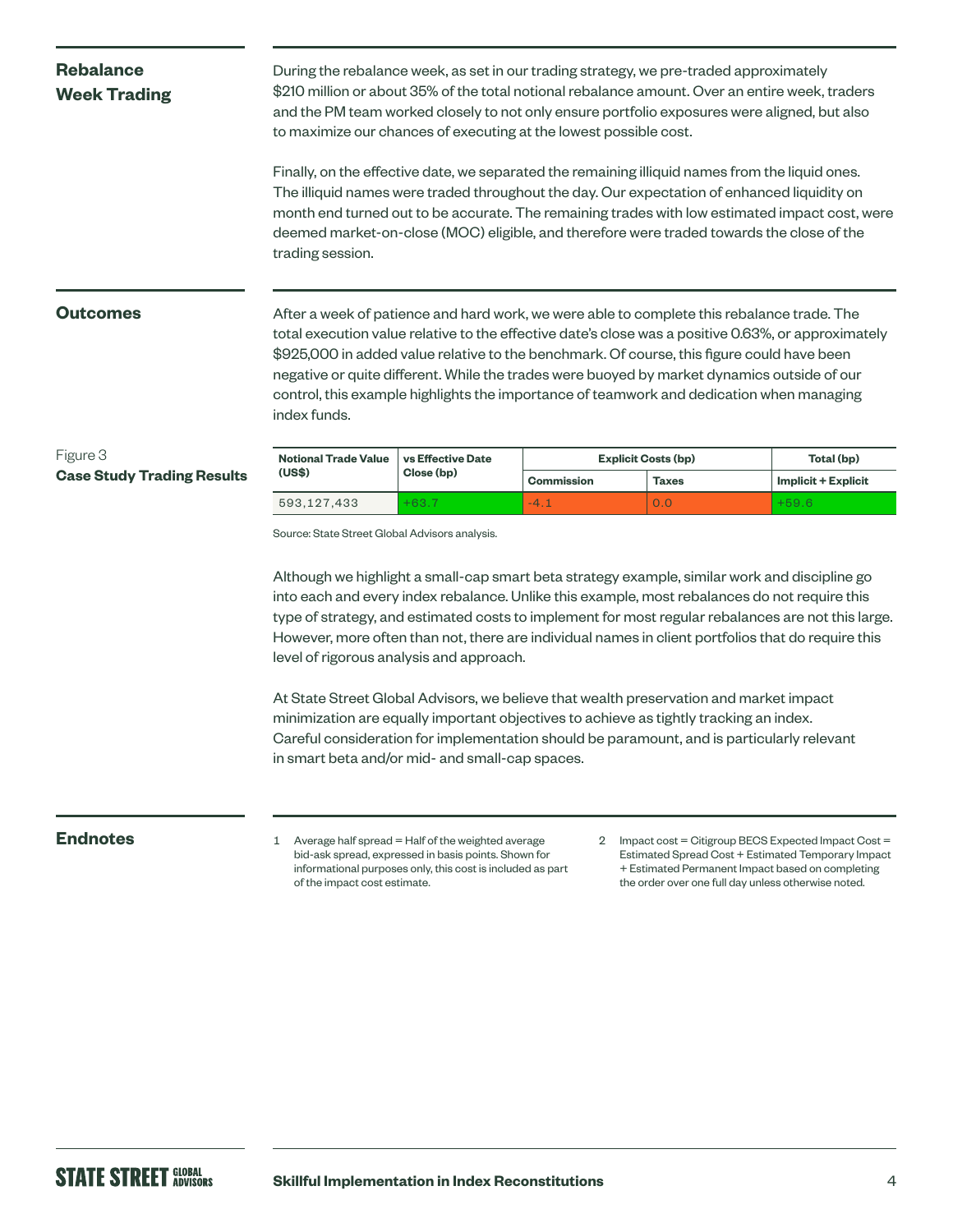## Rebalance Week Trading

During the rebalance week, as set in our trading strategy, we pre-traded approximately $210 million or about 35% of the total notional rebalance amount. Over an entire week, traders and the PM team worked closely to not only ensure portfolio exposures were aligned, but also to maximize our chances of executing at the lowest possible cost.

Finally, on the effective date, we separated the remaining illiquid names from the liquid ones. The illiquid names were traded throughout the day. Our expectation of enhanced liquidity on month end turned out to be accurate. The remaining trades with low estimated impact cost, were deemed market-on-close (MOC) eligible, and therefore were traded towards the close of the trading session.

## Outcomes

After a week of patience and hard work, we were able to complete this rebalance trade. The total execution value relative to the effective date's close was a positive 0.63%, or approximately $925,000 in added value relative to the benchmark. Of course, this figure could have been negative or quite different. While the trades were buoyed by market dynamics outside of our control, this example highlights the importance of teamwork and dedication when managing index funds.

Figure 3
**Case Study Trading Results**

| Notional Trade Value (US$) | vs Effective Date Close (bp) | Explicit Costs (bp) | | Total (bp) |
|---|---|---|---|---|
| | | Commission | Taxes | Implicit + Explicit |
| 593,127,433 | +63.7 | -4.1 | 0.0 | +59.6 |

Source: State Street Global Advisors analysis.

Although we highlight a small-cap smart beta strategy example, similar work and discipline go into each and every index rebalance. Unlike this example, most rebalances do not require this type of strategy, and estimated costs to implement for most regular rebalances are not this large. However, more often than not, there are individual names in client portfolios that do require this level of rigorous analysis and approach.

At State Street Global Advisors, we believe that wealth preservation and market impact minimization are equally important objectives to achieve as tightly tracking an index. Careful consideration for implementation should be paramount, and is particularly relevant in smart beta and/or mid- and small-cap spaces.

## Endnotes

1. Average half spread = Half of the weighted average bid-ask spread, expressed in basis points. Shown for informational purposes only, this cost is included as part of the impact cost estimate.
2. Impact cost = Citigroup BECS Expected Impact Cost = Estimated Spread Cost + Estimated Temporary Impact + Estimated Permanent Impact based on completing the order over one full day unless otherwise noted.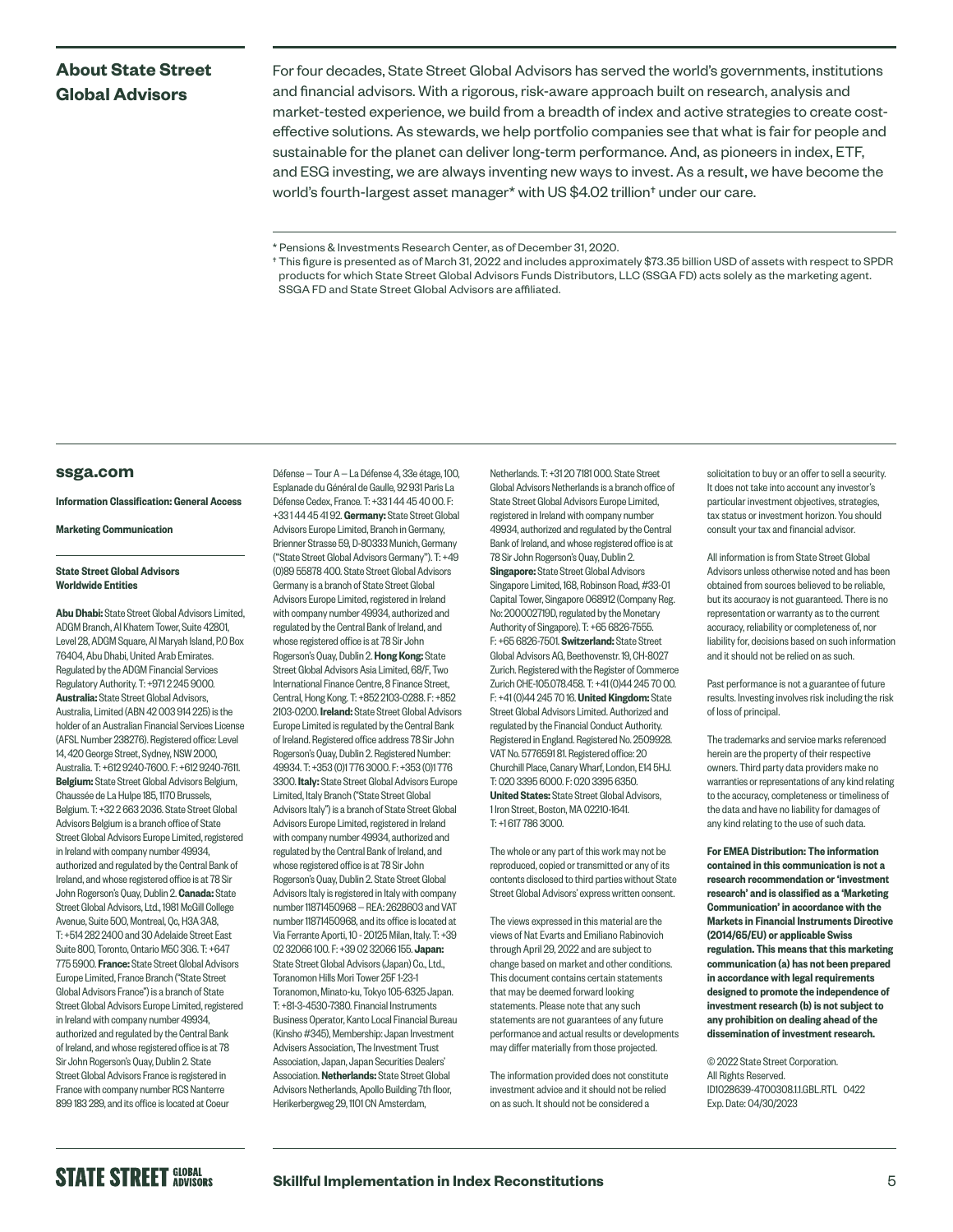## About State Street Global Advisors

For four decades, State Street Global Advisors has served the world's governments, institutions and financial advisors. With a rigorous, risk-aware approach built on research, analysis and market-tested experience, we build from a breadth of index and active strategies to create cost-effective solutions. As stewards, we help portfolio companies see that what is fair for people and sustainable for the planet can deliver long-term performance. And, as pioneers in index, ETF, and ESG investing, we are always inventing new ways to invest. As a result, we have become the world's fourth-largest asset manager* with US $4.02 trillion† under our care.

\* Pensions & Investments Research Center, as of December 31, 2020.

† This figure is presented as of March 31, 2022 and includes approximately $73.35 billion USD of assets with respect to SPDR products for which State Street Global Advisors Funds Distributors, LLC (SSGA FD) acts solely as the marketing agent. SSGA FD and State Street Global Advisors are affiliated.

**ssga.com**

**Information Classification: General Access**

**Marketing Communication**

**State Street Global Advisors Worldwide Entities**

**Abu Dhabi:** State Street Global Advisors Limited, ADGM Branch, Al Khatem Tower, Suite 42801, Level 28, ADGM Square, Al Maryah Island, P.O Box 76404, Abu Dhabi, United Arab Emirates. Regulated by the ADGM Financial Services Regulatory Authority. T: +971 2 245 9000. **Australia:** State Street Global Advisors, Australia, Limited (ABN 42 003 914 225) is the holder of an Australian Financial Services License (AFSL Number 238276). Registered office: Level 14, 420 George Street, Sydney, NSW 2000, Australia. T: +612 9240-7600. F: +612 9240-7611. **Belgium:** State Street Global Advisors Belgium, Chaussée de La Hulpe 185, 1170 Brussels, Belgium. T: +32 2 663 2036. State Street Global Advisors Belgium is a branch office of State Street Global Advisors Europe Limited, registered in Ireland with company number 49934, authorized and regulated by the Central Bank of Ireland, and whose registered office is at 78 Sir John Rogerson's Quay, Dublin 2. **Canada:** State Street Global Advisors, Ltd., 1981 McGill College Avenue, Suite 500, Montreal, Qc, H3A 3A8, T: +514 282 2400 and 30 Adelaide Street East Suite 800, Toronto, Ontario M5C 3G6. T: +647 775 5900. **France:** State Street Global Advisors Europe Limited, France Branch ("State Street Global Advisors France") is a branch of State Street Global Advisors Europe Limited, registered in Ireland with company number 49934, authorized and regulated by the Central Bank of Ireland, and whose registered office is at 78 Sir John Rogerson's Quay, Dublin 2. State Street Global Advisors France is registered in France with company number RCS Nanterre 899 183 289, and its office is located at Coeur Défense — Tour A — La Défense 4, 33e étage, 100, Esplanade du Général de Gaulle, 92 931 Paris La Défense Cedex, France. T: +33 1 44 45 40 00. F: +33 1 44 45 41 92. **Germany:** State Street Global Advisors Europe Limited, Branch in Germany, Brienner Strasse 59, D-80333 Munich, Germany ("State Street Global Advisors Germany"). T: +49 (0)89 55878 400. State Street Global Advisors Germany is a branch of State Street Global Advisors Europe Limited, registered in Ireland with company number 49934, authorized and regulated by the Central Bank of Ireland, and whose registered office is at 78 Sir John Rogerson's Quay, Dublin 2. **Hong Kong:** State Street Global Advisors Asia Limited, 68/F, Two International Finance Centre, 8 Finance Street, Central, Hong Kong. T: +852 2103-0288. F: +852 2103-0200. **Ireland:** State Street Global Advisors Europe Limited is regulated by the Central Bank of Ireland. Registered office address 78 Sir John Rogerson's Quay, Dublin 2. Registered Number: 49934. T: +353 (0)1 776 3000. F: +353 (0)1 776 3300. **Italy:** State Street Global Advisors Europe Limited, Italy Branch ("State Street Global Advisors Italy") is a branch of State Street Global Advisors Europe Limited, registered in Ireland with company number 49934, authorized and regulated by the Central Bank of Ireland, and whose registered office is at 78 Sir John Rogerson's Quay, Dublin 2. State Street Global Advisors Italy is registered in Italy with company number 11871450968 — REA: 2628603 and VAT number 11871450968, and its office is located at Via Ferrante Aporti, 10 - 20125 Milan, Italy. T: +39 02 32066 100. F: +39 02 32066 155. **Japan:** State Street Global Advisors (Japan) Co., Ltd., Toranomon Hills Mori Tower 25F 1-23-1 Toranomon, Minato-ku, Tokyo 105-6325 Japan. T: +81-3-4530-7380. Financial Instruments Business Operator, Kanto Local Financial Bureau (Kinsho #345), Membership: Japan Investment Advisers Association, The Investment Trust Association, Japan, Japan Securities Dealers' Association. **Netherlands:** State Street Global Advisors Netherlands, Apollo Building 7th floor, Herikerbergweg 29, 1101 CN Amsterdam, Netherlands. T: +31 20 7181 000. State Street Global Advisors Netherlands is a branch office of State Street Global Advisors Europe Limited, registered in Ireland with company number 49934, authorized and regulated by the Central Bank of Ireland, and whose registered office is at 78 Sir John Rogerson's Quay, Dublin 2. **Singapore:** State Street Global Advisors Singapore Limited, 168, Robinson Road, #33-01 Capital Tower, Singapore 068912 (Company Reg. No: 200002719D, regulated by the Monetary Authority of Singapore). T: +65 6826-7555. F: +65 6826-7501. **Switzerland:** State Street Global Advisors AG, Beethovenstr. 19, CH-8027 Zurich. Registered with the Register of Commerce Zurich CHE-105.078.458. T: +41 (0)44 245 70 00. F: +41 (0)44 245 70 16. **United Kingdom:** State Street Global Advisors Limited. Authorized and regulated by the Financial Conduct Authority. Registered in England. Registered No. 2509928. VAT No. 5776591 81. Registered office: 20 Churchill Place, Canary Wharf, London, E14 5HJ. T: 020 3395 6000. F: 020 3395 6350. **United States:** State Street Global Advisors, 1 Iron Street, Boston, MA 02210-1641. T: +1 617 786 3000.

The whole or any part of this work may not be reproduced, copied or transmitted or any of its contents disclosed to third parties without State Street Global Advisors' express written consent.

The views expressed in this material are the views of Nat Evarts and Emiliano Rabinovich through April 29, 2022 and are subject to change based on market and other conditions. This document contains certain statements that may be deemed forward looking statements. Please note that any such statements are not guarantees of any future performance and actual results or developments may differ materially from those projected.

The information provided does not constitute investment advice and it should not be relied on as such. It should not be considered a solicitation to buy or an offer to sell a security. It does not take into account any investor's particular investment objectives, strategies, tax status or investment horizon. You should consult your tax and financial advisor.

All information is from State Street Global Advisors unless otherwise noted and has been obtained from sources believed to be reliable, but its accuracy is not guaranteed. There is no representation or warranty as to the current accuracy, reliability or completeness of, nor liability for, decisions based on such information and it should not be relied on as such.

Past performance is not a guarantee of future results. Investing involves risk including the risk of loss of principal.

The trademarks and service marks referenced herein are the property of their respective owners. Third party data providers make no warranties or representations of any kind relating to the accuracy, completeness or timeliness of the data and have no liability for damages of any kind relating to the use of such data.

**For EMEA Distribution: The information contained in this communication is not a research recommendation or 'investment research' and is classified as a 'Marketing Communication' in accordance with the Markets in Financial Instruments Directive (2014/65/EU) or applicable Swiss regulation. This means that this marketing communication (a) has not been prepared in accordance with legal requirements designed to promote the independence of investment research (b) is not subject to any prohibition on dealing ahead of the dissemination of investment research.**

© 2022 State Street Corporation.
All Rights Reserved.
ID1028639-4700308.1.1.GBL.RTL 0422
Exp. Date: 04/30/2023